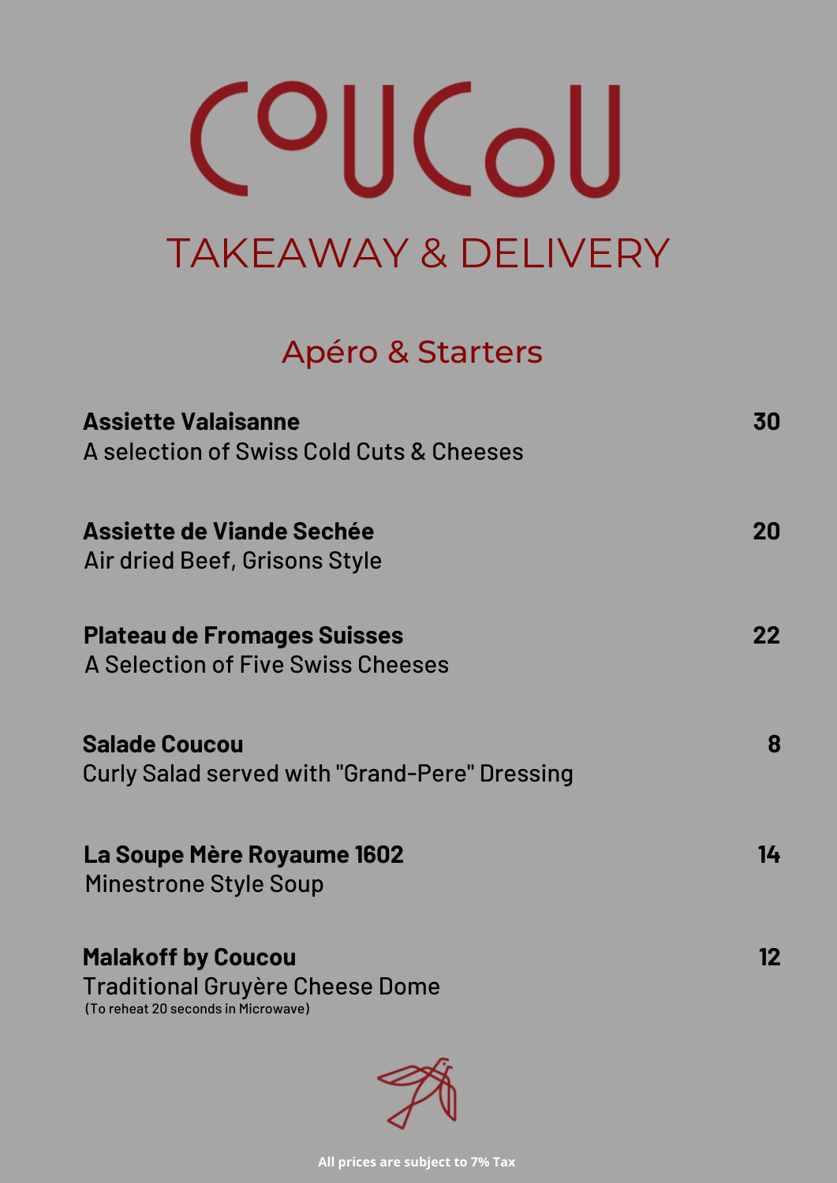# COUCOU

## TAKEAWAY & DELIVERY

### Apéro & Starters

**Assiette Valaisanne** **30**
A selection of Swiss Cold Cuts & Cheeses

**Assiette de Viande Sechée** **20**
Air dried Beef, Grisons Style

**Plateau de Fromages Suisses** **22**
A Selection of Five Swiss Cheeses

**Salade Coucou** **8**
Curly Salad served with "Grand-Pere" Dressing

**La Soupe Mère Royaume 1602** **14**
Minestrone Style Soup

**Malakoff by Coucou** **12**
Traditional Gruyère Cheese Dome
(To reheat 20 seconds in Microwave)

**All prices are subject to 7% Tax**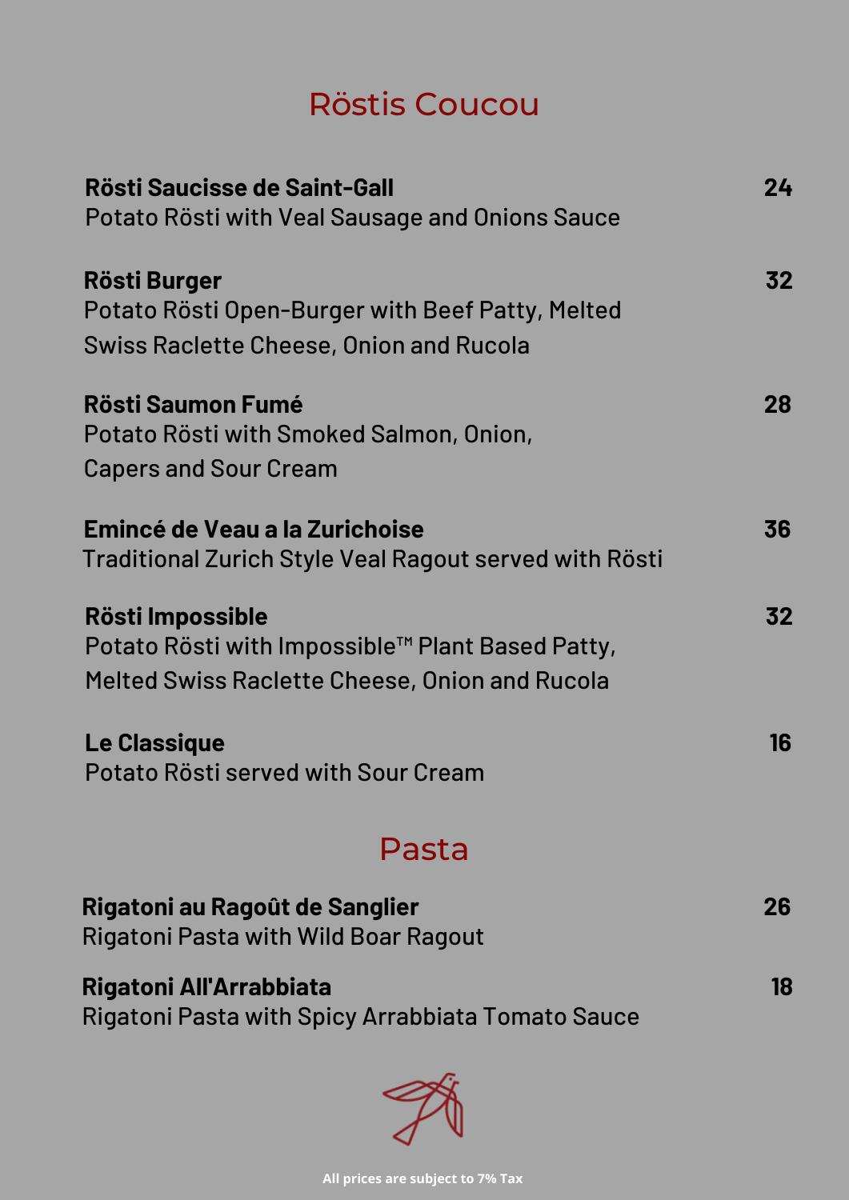# Röstis Coucou

**Rösti Saucisse de Saint-Gall** 24
Potato Rösti with Veal Sausage and Onions Sauce

**Rösti Burger** 32
Potato Rösti Open-Burger with Beef Patty, Melted Swiss Raclette Cheese, Onion and Rucola

**Rösti Saumon Fumé** 28
Potato Rösti with Smoked Salmon, Onion, Capers and Sour Cream

**Emincé de Veau a la Zurichoise** 36
Traditional Zurich Style Veal Ragout served with Rösti

**Rösti Impossible** 32
Potato Rösti with Impossible™ Plant Based Patty, Melted Swiss Raclette Cheese, Onion and Rucola

**Le Classique** 16
Potato Rösti served with Sour Cream

# Pasta

**Rigatoni au Ragoût de Sanglier** 26
Rigatoni Pasta with Wild Boar Ragout

**Rigatoni All'Arrabbiata** 18
Rigatoni Pasta with Spicy Arrabbiata Tomato Sauce

All prices are subject to 7% Tax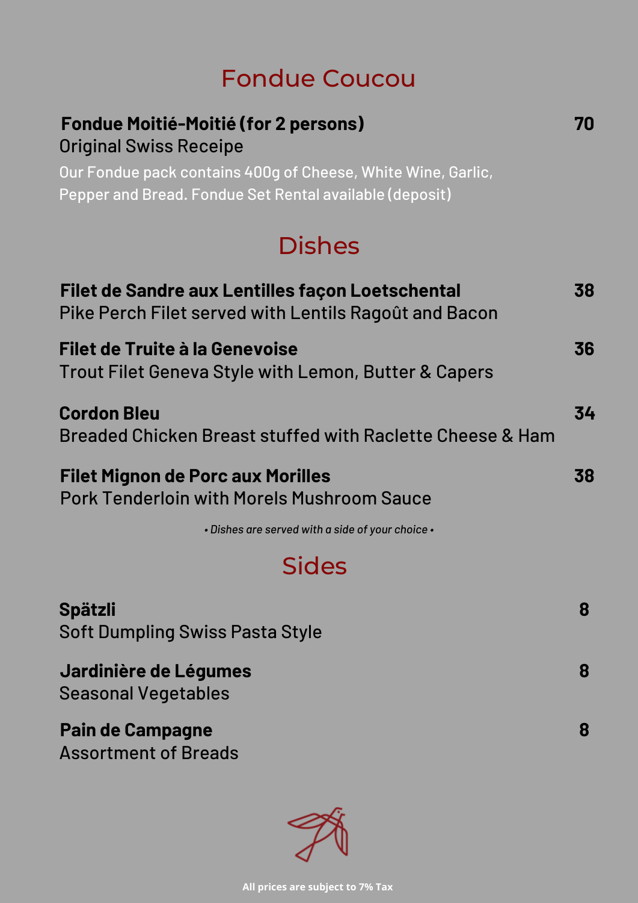# Fondue Coucou

**Fondue Moitié-Moitié (for 2 persons)** **70**
Original Swiss Receipe
Our Fondue pack contains 400g of Cheese, White Wine, Garlic, Pepper and Bread. Fondue Set Rental available (deposit)

## Dishes

**Filet de Sandre aux Lentilles façon Loetschental** **38**
Pike Perch Filet served with Lentils Ragoût and Bacon

**Filet de Truite à la Genevoise** **36**
Trout Filet Geneva Style with Lemon, Butter & Capers

**Cordon Bleu** **34**
Breaded Chicken Breast stuffed with Raclette Cheese & Ham

**Filet Mignon de Porc aux Morilles** **38**
Pork Tenderloin with Morels Mushroom Sauce

*• Dishes are served with a side of your choice •*

## Sides

**Spätzli** **8**
Soft Dumpling Swiss Pasta Style

**Jardinière de Légumes** **8**
Seasonal Vegetables

**Pain de Campagne** **8**
Assortment of Breads

**All prices are subject to 7% Tax**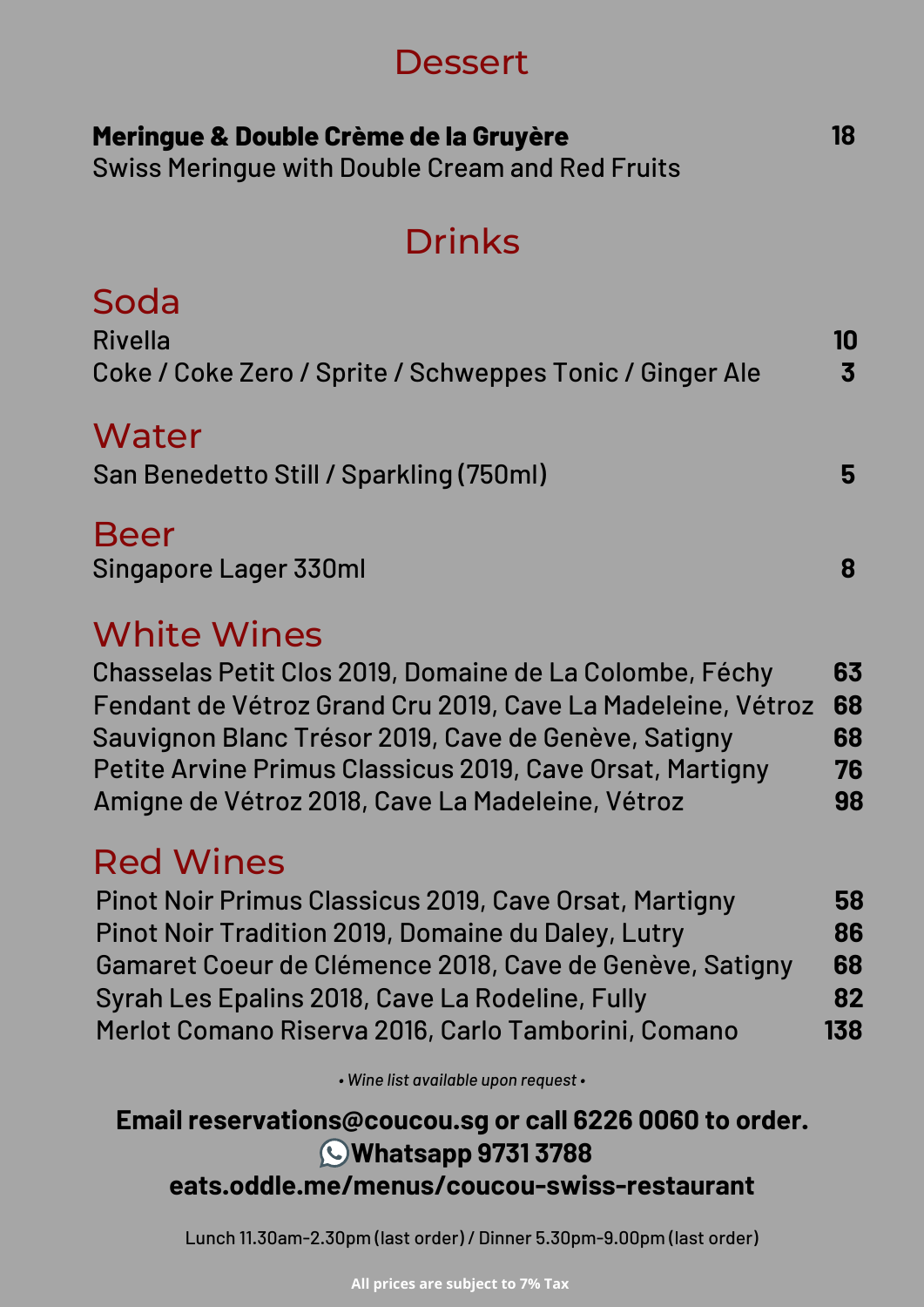# Dessert

**Meringue & Double Crème de la Gruyère** **18**
Swiss Meringue with Double Cream and Red Fruits

# Drinks

## Soda

| | |
|---|---|
| Rivella | **10** |
| Coke / Coke Zero / Sprite / Schweppes Tonic / Ginger Ale | **3** |

## Water

| | |
|---|---|
| San Benedetto Still / Sparkling (750ml) | **5** |

## Beer

| | |
|---|---|
| Singapore Lager 330ml | **8** |

## White Wines

| | |
|---|---|
| Chasselas Petit Clos 2019, Domaine de La Colombe, Féchy | **63** |
| Fendant de Vétroz Grand Cru 2019, Cave La Madeleine, Vétroz | **68** |
| Sauvignon Blanc Trésor 2019, Cave de Genève, Satigny | **68** |
| Petite Arvine Primus Classicus 2019, Cave Orsat, Martigny | **76** |
| Amigne de Vétroz 2018, Cave La Madeleine, Vétroz | **98** |

## Red Wines

| | |
|---|---|
| Pinot Noir Primus Classicus 2019, Cave Orsat, Martigny | **58** |
| Pinot Noir Tradition 2019, Domaine du Daley, Lutry | **86** |
| Gamaret Coeur de Clémence 2018, Cave de Genève, Satigny | **68** |
| Syrah Les Epalins 2018, Cave La Rodeline, Fully | **82** |
| Merlot Comano Riserva 2016, Carlo Tamborini, Comano | **138** |

*• Wine list available upon request •*

**Email reservations@coucou.sg or call 6226 0060 to order.**
**Whatsapp 9731 3788**
**eats.oddle.me/menus/coucou-swiss-restaurant**

Lunch 11.30am-2.30pm (last order) / Dinner 5.30pm-9.00pm (last order)

**All prices are subject to 7% Tax**